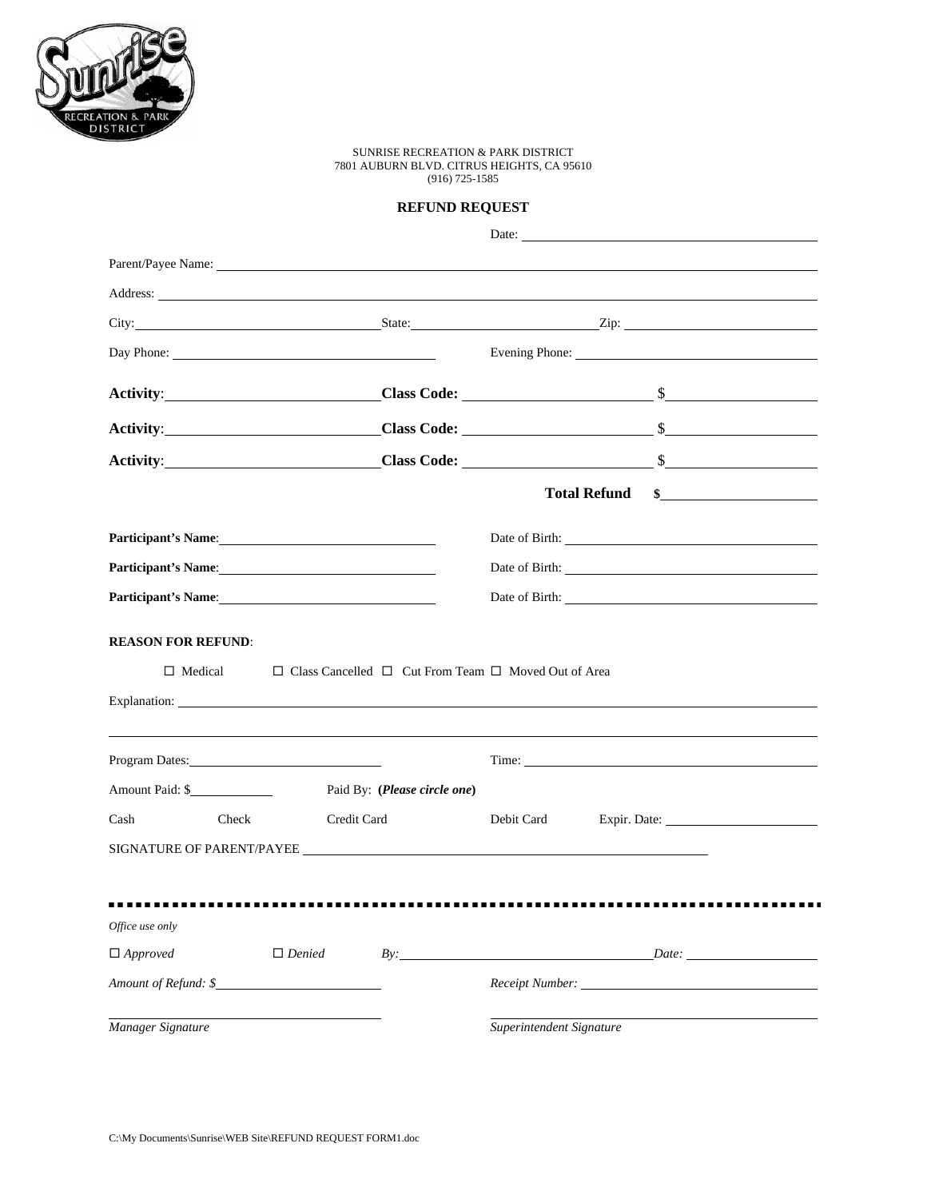SUNRISE RECREATION & PARK DISTRICT
7801 AUBURN BLVD. CITRUS HEIGHTS, CA 95610
(916) 725-1585

**REFUND REQUEST**

Date: ______________________

Parent/Payee Name: ______________________

Address: ______________________

City: ______________ State: ______________ Zip: ______________

Day Phone: ______________ Evening Phone: ______________

**Activity**: ______________ **Class Code:** ______________ $______________

**Activity**: ______________ **Class Code:** ______________ $______________

**Activity**: ______________ **Class Code:** ______________ $______________

**Total Refund** **$**______________

**Participant's Name**: ______________ Date of Birth: ______________

**Participant's Name**: ______________ Date of Birth: ______________

**Participant's Name**: ______________ Date of Birth: ______________

**REASON FOR REFUND**:

☐ Medical ☐ Class Cancelled ☐ Cut From Team ☐ Moved Out of Area

Explanation: ______________________

______________________

Program Dates: ______________ Time: ______________

Amount Paid: $__________ Paid By: (***Please circle one***)

Cash Check Credit Card Debit Card Expir. Date: ______________

SIGNATURE OF PARENT/PAYEE ______________________

---

*Office use only*

☐ *Approved* ☐ *Denied* *By:* ______________ *Date:* ______________

*Amount of Refund: $*______________ *Receipt Number:* ______________

______________________ ______________________

*Manager Signature* *Superintendent Signature*

C:\My Documents\Sunrise\WEB Site\REFUND REQUEST FORM1.doc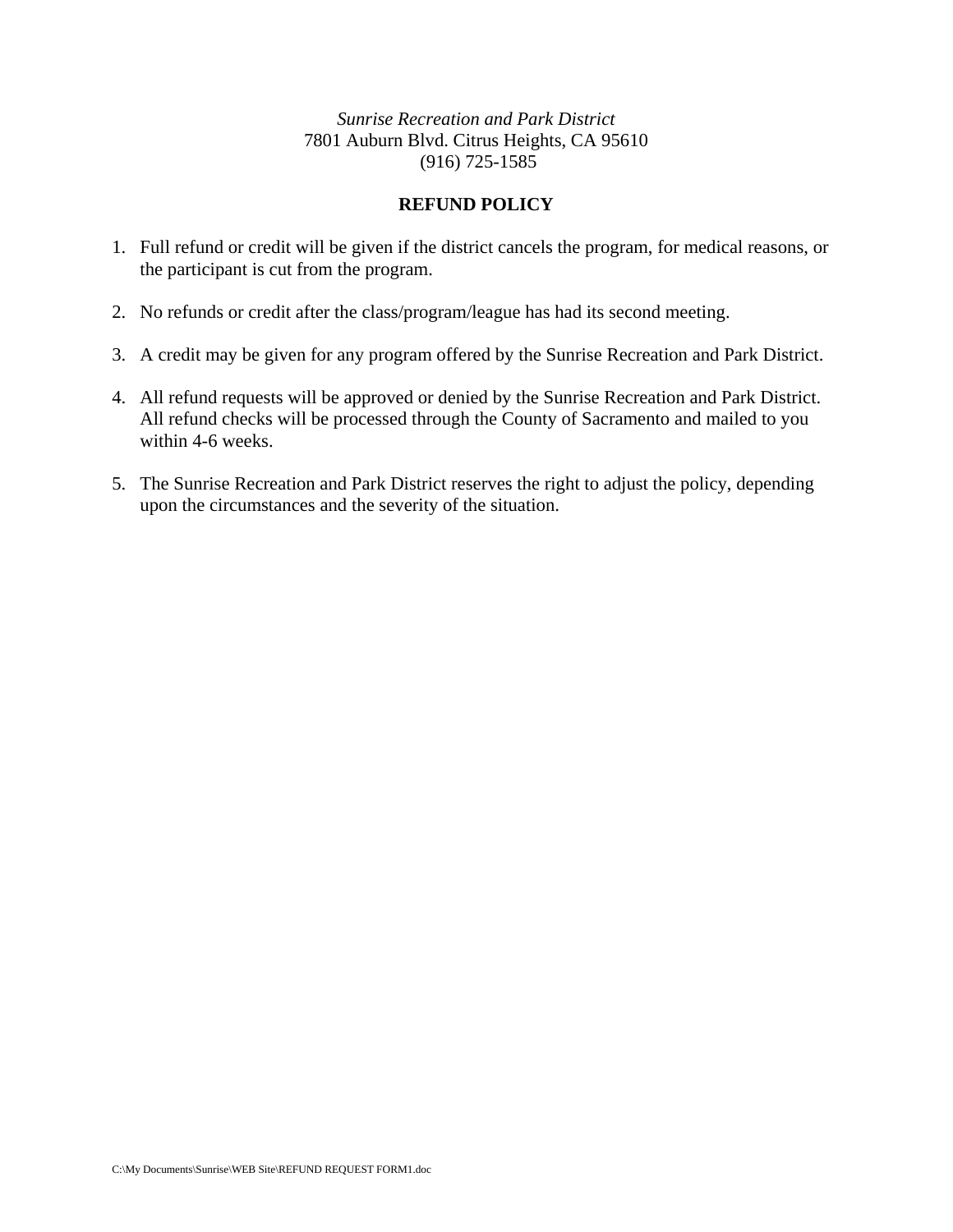*Sunrise Recreation and Park District*
7801 Auburn Blvd. Citrus Heights, CA 95610
(916) 725-1585

**REFUND POLICY**

1. Full refund or credit will be given if the district cancels the program, for medical reasons, or the participant is cut from the program.

2. No refunds or credit after the class/program/league has had its second meeting.

3. A credit may be given for any program offered by the Sunrise Recreation and Park District.

4. All refund requests will be approved or denied by the Sunrise Recreation and Park District. All refund checks will be processed through the County of Sacramento and mailed to you within 4-6 weeks.

5. The Sunrise Recreation and Park District reserves the right to adjust the policy, depending upon the circumstances and the severity of the situation.